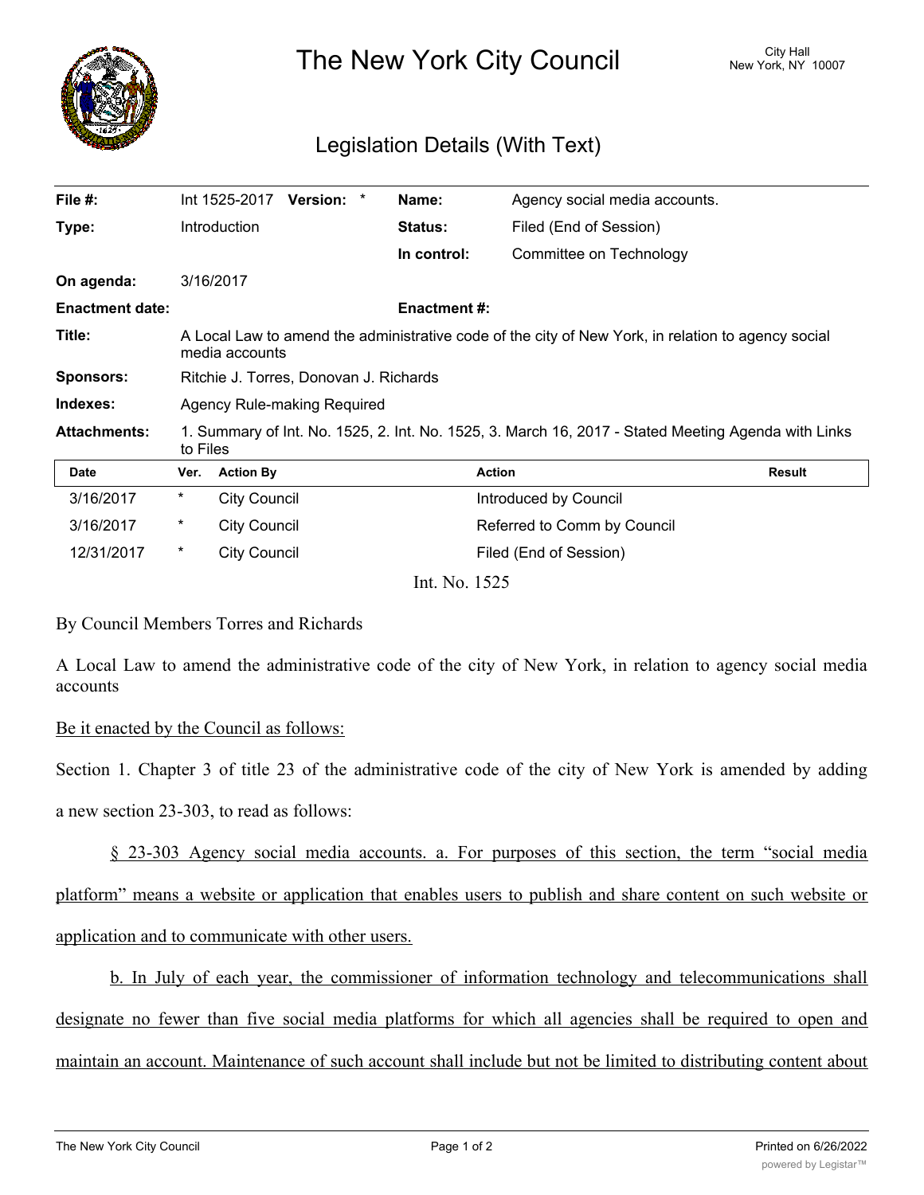# The New York City Council

City Hall
New York, NY 10007

## Legislation Details (With Text)

| | | | |
|---|---|---|---|
| **File #:** | Int 1525-2017 **Version:** * | **Name:** | Agency social media accounts. |
| **Type:** | Introduction | **Status:** | Filed (End of Session) |
| | | **In control:** | Committee on Technology |
| **On agenda:** | 3/16/2017 | | |
| **Enactment date:** | | **Enactment #:** | |
| **Title:** | A Local Law to amend the administrative code of the city of New York, in relation to agency social media accounts | | |
| **Sponsors:** | Ritchie J. Torres, Donovan J. Richards | | |
| **Indexes:** | Agency Rule-making Required | | |
| **Attachments:** | 1. Summary of Int. No. 1525, 2. Int. No. 1525, 3. March 16, 2017 - Stated Meeting Agenda with Links to Files | | |

| Date | Ver. | Action By | Action | Result |
|---|---|---|---|---|
| 3/16/2017 | * | City Council | Introduced by Council | |
| 3/16/2017 | * | City Council | Referred to Comm by Council | |
| 12/31/2017 | * | City Council | Filed (End of Session) | |

Int. No. 1525

By Council Members Torres and Richards

A Local Law to amend the administrative code of the city of New York, in relation to agency social media accounts

Be it enacted by the Council as follows:

Section 1. Chapter 3 of title 23 of the administrative code of the city of New York is amended by adding a new section 23-303, to read as follows:

§ 23-303 Agency social media accounts. a. For purposes of this section, the term "social media platform" means a website or application that enables users to publish and share content on such website or application and to communicate with other users.

b. In July of each year, the commissioner of information technology and telecommunications shall designate no fewer than five social media platforms for which all agencies shall be required to open and maintain an account. Maintenance of such account shall include but not be limited to distributing content about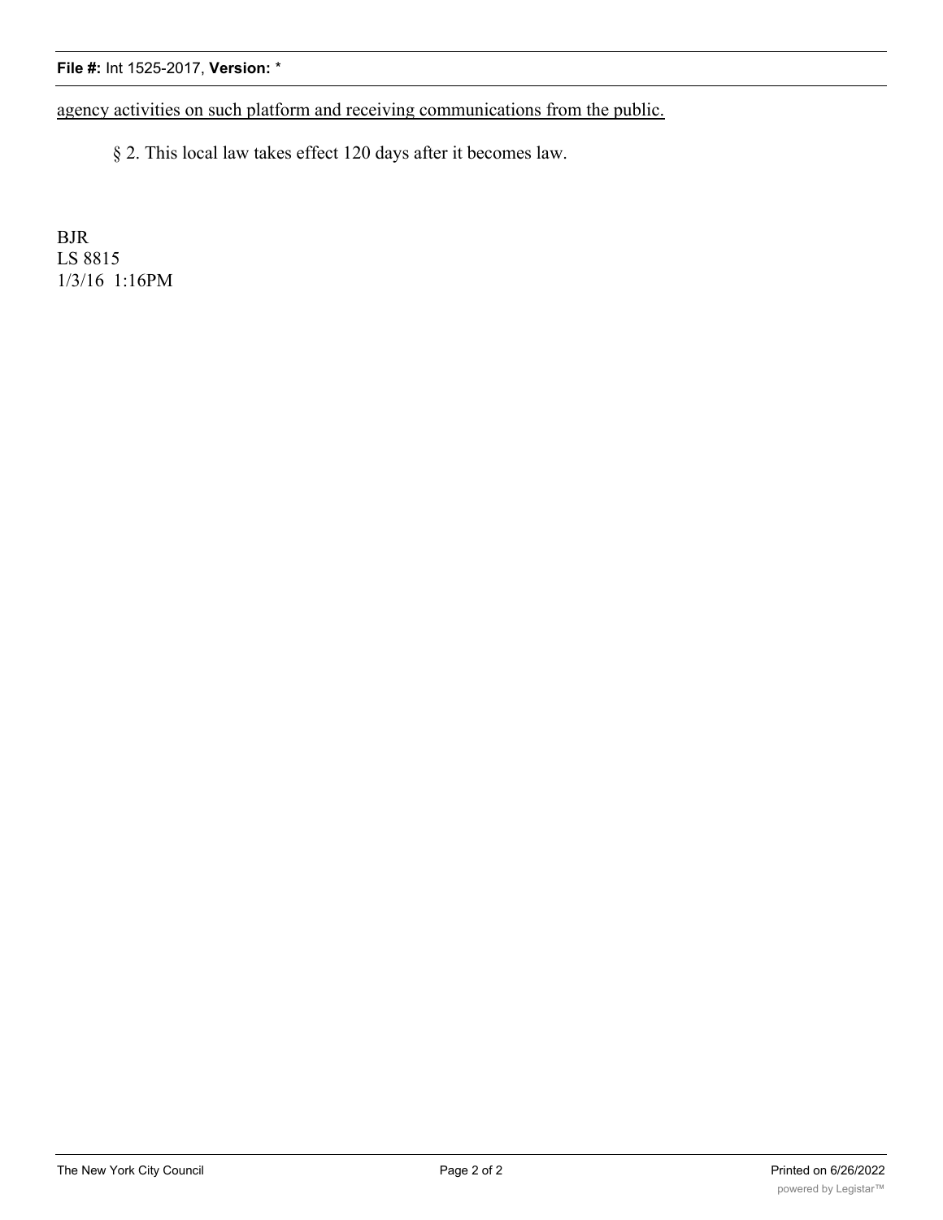<u>agency activities on such platform and receiving communications from the public.</u>

§ 2. This local law takes effect 120 days after it becomes law.

BJR
LS 8815
1/3/16 1:16PM